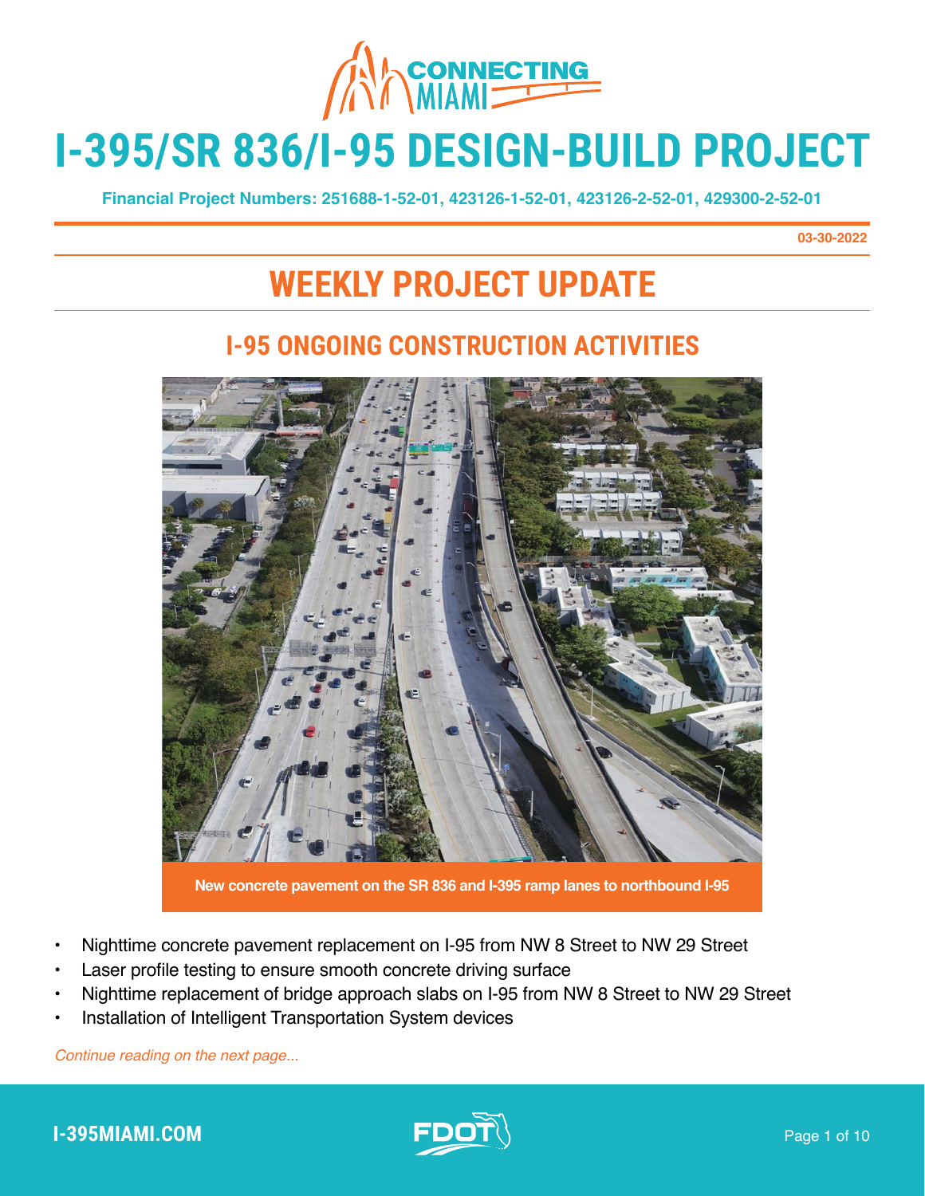# I-395/SR 836/I-95 DESIGN-BUILD PROJECT

**Financial Project Numbers: 251688-1-52-01, 423126-1-52-01, 423126-2-52-01, 429300-2-52-01**

**03-30-2022**

## WEEKLY PROJECT UPDATE

### I-95 ONGOING CONSTRUCTION ACTIVITIES

**New concrete pavement on the SR 836 and I-395 ramp lanes to northbound I-95**

- Nighttime concrete pavement replacement on I-95 from NW 8 Street to NW 29 Street
- Laser profile testing to ensure smooth concrete driving surface
- Nighttime replacement of bridge approach slabs on I-95 from NW 8 Street to NW 29 Street
- Installation of Intelligent Transportation System devices

*Continue reading on the next page...*

**I-395MIAMI.COM**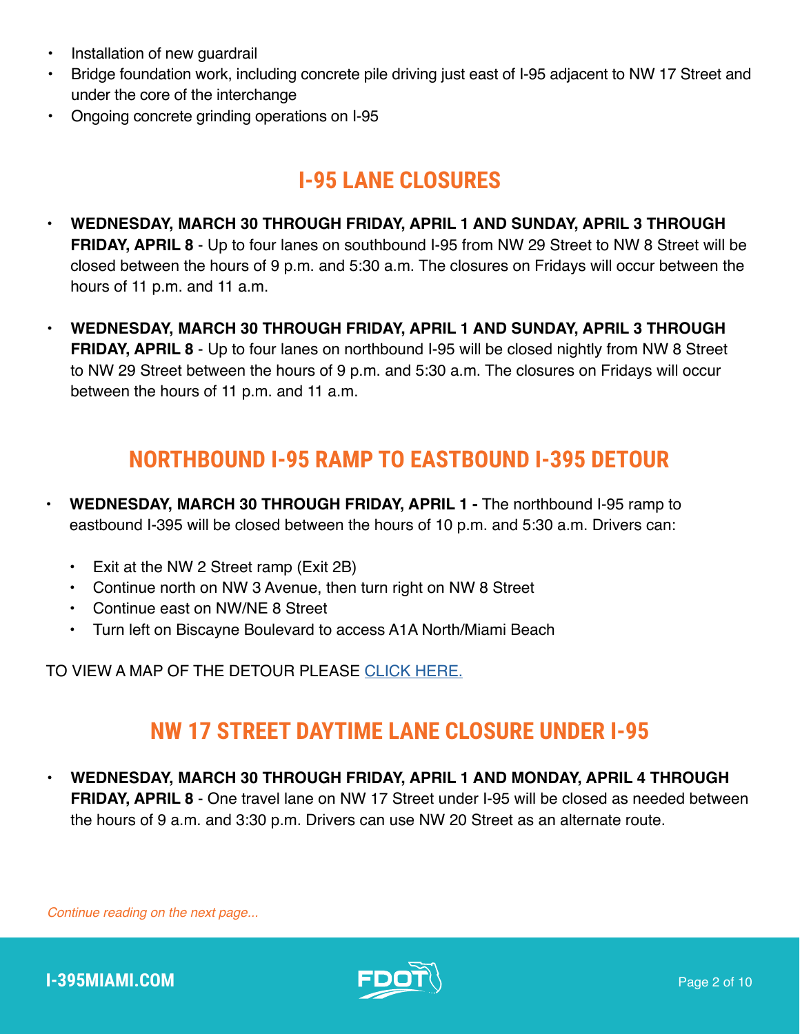- Installation of new guardrail
- Bridge foundation work, including concrete pile driving just east of I-95 adjacent to NW 17 Street and under the core of the interchange
- Ongoing concrete grinding operations on I-95

## I-95 LANE CLOSURES

- **WEDNESDAY, MARCH 30 THROUGH FRIDAY, APRIL 1 AND SUNDAY, APRIL 3 THROUGH FRIDAY, APRIL 8** - Up to four lanes on southbound I-95 from NW 29 Street to NW 8 Street will be closed between the hours of 9 p.m. and 5:30 a.m. The closures on Fridays will occur between the hours of 11 p.m. and 11 a.m.

- **WEDNESDAY, MARCH 30 THROUGH FRIDAY, APRIL 1 AND SUNDAY, APRIL 3 THROUGH FRIDAY, APRIL 8** - Up to four lanes on northbound I-95 will be closed nightly from NW 8 Street to NW 29 Street between the hours of 9 p.m. and 5:30 a.m. The closures on Fridays will occur between the hours of 11 p.m. and 11 a.m.

## NORTHBOUND I-95 RAMP TO EASTBOUND I-395 DETOUR

- **WEDNESDAY, MARCH 30 THROUGH FRIDAY, APRIL 1 -** The northbound I-95 ramp to eastbound I-395 will be closed between the hours of 10 p.m. and 5:30 a.m. Drivers can:
  - Exit at the NW 2 Street ramp (Exit 2B)
  - Continue north on NW 3 Avenue, then turn right on NW 8 Street
  - Continue east on NW/NE 8 Street
  - Turn left on Biscayne Boulevard to access A1A North/Miami Beach

TO VIEW A MAP OF THE DETOUR PLEASE CLICK HERE.

## NW 17 STREET DAYTIME LANE CLOSURE UNDER I-95

- **WEDNESDAY, MARCH 30 THROUGH FRIDAY, APRIL 1 AND MONDAY, APRIL 4 THROUGH FRIDAY, APRIL 8** - One travel lane on NW 17 Street under I-95 will be closed as needed between the hours of 9 a.m. and 3:30 p.m. Drivers can use NW 20 Street as an alternate route.

*Continue reading on the next page...*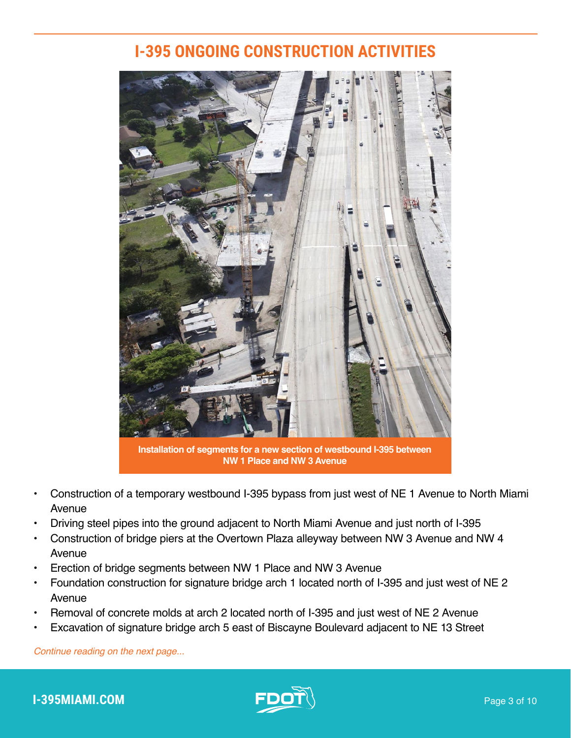# I-395 ONGOING CONSTRUCTION ACTIVITIES

Installation of segments for a new section of westbound I-395 between NW 1 Place and NW 3 Avenue

- Construction of a temporary westbound I-395 bypass from just west of NE 1 Avenue to North Miami Avenue
- Driving steel pipes into the ground adjacent to North Miami Avenue and just north of I-395
- Construction of bridge piers at the Overtown Plaza alleyway between NW 3 Avenue and NW 4 Avenue
- Erection of bridge segments between NW 1 Place and NW 3 Avenue
- Foundation construction for signature bridge arch 1 located north of I-395 and just west of NE 2 Avenue
- Removal of concrete molds at arch 2 located north of I-395 and just west of NE 2 Avenue
- Excavation of signature bridge arch 5 east of Biscayne Boulevard adjacent to NE 13 Street

*Continue reading on the next page...*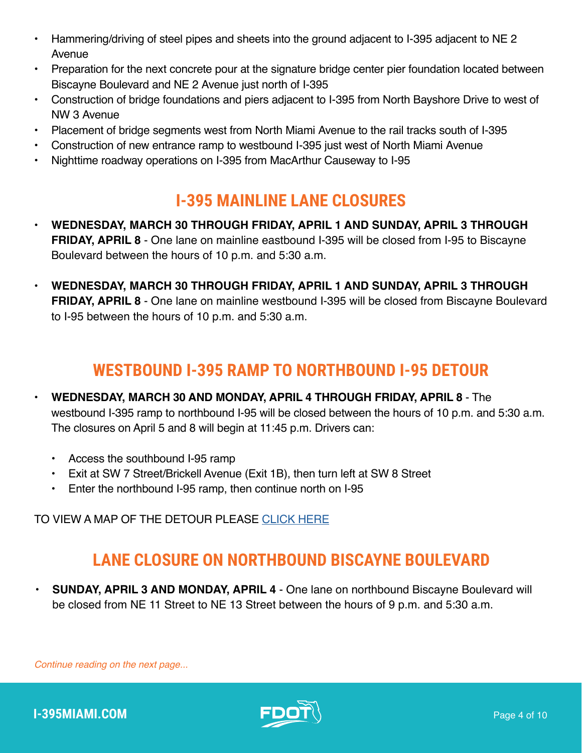- Hammering/driving of steel pipes and sheets into the ground adjacent to I-395 adjacent to NE 2 Avenue
- Preparation for the next concrete pour at the signature bridge center pier foundation located between Biscayne Boulevard and NE 2 Avenue just north of I-395
- Construction of bridge foundations and piers adjacent to I-395 from North Bayshore Drive to west of NW 3 Avenue
- Placement of bridge segments west from North Miami Avenue to the rail tracks south of I-395
- Construction of new entrance ramp to westbound I-395 just west of North Miami Avenue
- Nighttime roadway operations on I-395 from MacArthur Causeway to I-95

## I-395 MAINLINE LANE CLOSURES

- **WEDNESDAY, MARCH 30 THROUGH FRIDAY, APRIL 1 AND SUNDAY, APRIL 3 THROUGH FRIDAY, APRIL 8** - One lane on mainline eastbound I-395 will be closed from I-95 to Biscayne Boulevard between the hours of 10 p.m. and 5:30 a.m.

- **WEDNESDAY, MARCH 30 THROUGH FRIDAY, APRIL 1 AND SUNDAY, APRIL 3 THROUGH FRIDAY, APRIL 8** - One lane on mainline westbound I-395 will be closed from Biscayne Boulevard to I-95 between the hours of 10 p.m. and 5:30 a.m.

## WESTBOUND I-395 RAMP TO NORTHBOUND I-95 DETOUR

- **WEDNESDAY, MARCH 30 AND MONDAY, APRIL 4 THROUGH FRIDAY, APRIL 8** - The westbound I-395 ramp to northbound I-95 will be closed between the hours of 10 p.m. and 5:30 a.m. The closures on April 5 and 8 will begin at 11:45 p.m. Drivers can:
  - Access the southbound I-95 ramp
  - Exit at SW 7 Street/Brickell Avenue (Exit 1B), then turn left at SW 8 Street
  - Enter the northbound I-95 ramp, then continue north on I-95

TO VIEW A MAP OF THE DETOUR PLEASE CLICK HERE

## LANE CLOSURE ON NORTHBOUND BISCAYNE BOULEVARD

- **SUNDAY, APRIL 3 AND MONDAY, APRIL 4** - One lane on northbound Biscayne Boulevard will be closed from NE 11 Street to NE 13 Street between the hours of 9 p.m. and 5:30 a.m.

*Continue reading on the next page...*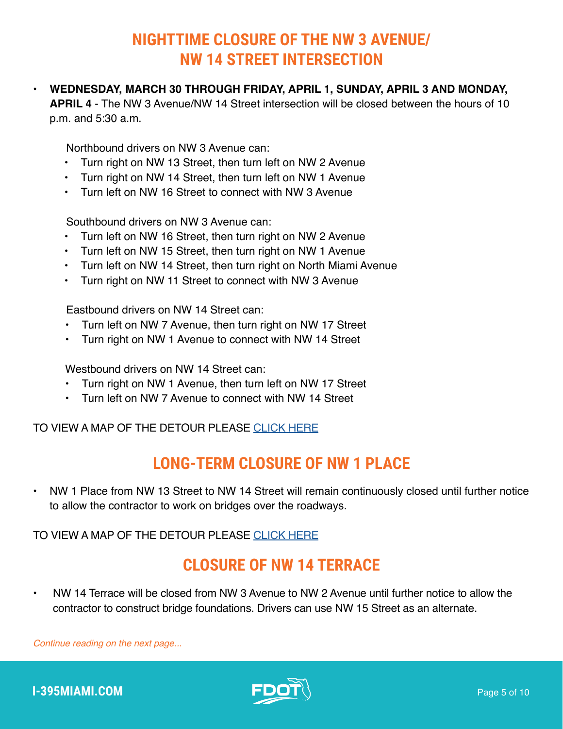## NIGHTTIME CLOSURE OF THE NW 3 AVENUE/ NW 14 STREET INTERSECTION

- **WEDNESDAY, MARCH 30 THROUGH FRIDAY, APRIL 1, SUNDAY, APRIL 3 AND MONDAY, APRIL 4** - The NW 3 Avenue/NW 14 Street intersection will be closed between the hours of 10 p.m. and 5:30 a.m.

  Northbound drivers on NW 3 Avenue can:
  - Turn right on NW 13 Street, then turn left on NW 2 Avenue
  - Turn right on NW 14 Street, then turn left on NW 1 Avenue
  - Turn left on NW 16 Street to connect with NW 3 Avenue

  Southbound drivers on NW 3 Avenue can:
  - Turn left on NW 16 Street, then turn right on NW 2 Avenue
  - Turn left on NW 15 Street, then turn right on NW 1 Avenue
  - Turn left on NW 14 Street, then turn right on North Miami Avenue
  - Turn right on NW 11 Street to connect with NW 3 Avenue

  Eastbound drivers on NW 14 Street can:
  - Turn left on NW 7 Avenue, then turn right on NW 17 Street
  - Turn right on NW 1 Avenue to connect with NW 14 Street

  Westbound drivers on NW 14 Street can:
  - Turn right on NW 1 Avenue, then turn left on NW 17 Street
  - Turn left on NW 7 Avenue to connect with NW 14 Street

TO VIEW A MAP OF THE DETOUR PLEASE CLICK HERE

## LONG-TERM CLOSURE OF NW 1 PLACE

- NW 1 Place from NW 13 Street to NW 14 Street will remain continuously closed until further notice to allow the contractor to work on bridges over the roadways.

TO VIEW A MAP OF THE DETOUR PLEASE CLICK HERE

## CLOSURE OF NW 14 TERRACE

- NW 14 Terrace will be closed from NW 3 Avenue to NW 2 Avenue until further notice to allow the contractor to construct bridge foundations. Drivers can use NW 15 Street as an alternate.

*Continue reading on the next page...*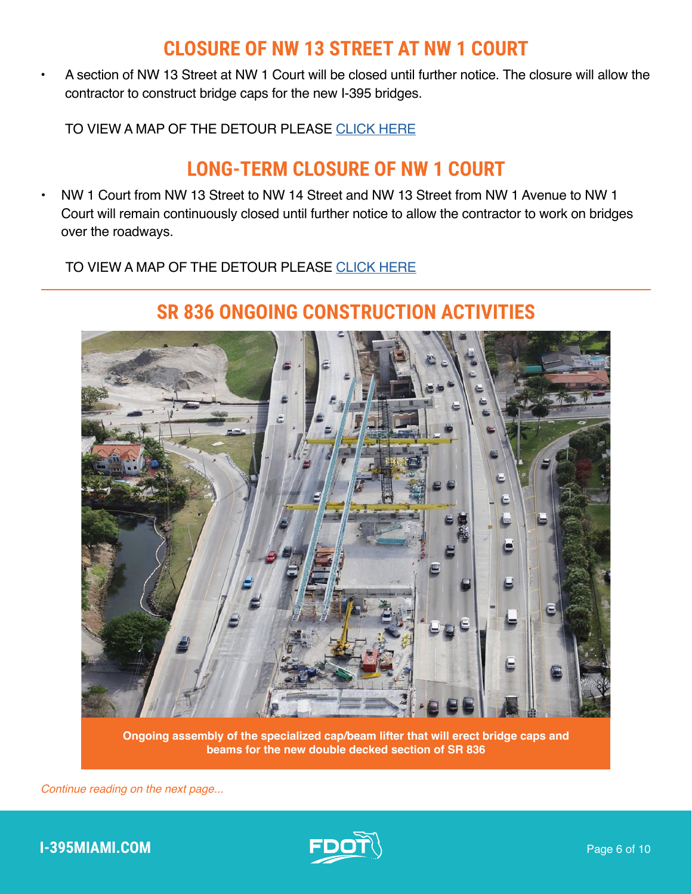## CLOSURE OF NW 13 STREET AT NW 1 COURT

- A section of NW 13 Street at NW 1 Court will be closed until further notice. The closure will allow the contractor to construct bridge caps for the new I-395 bridges.

TO VIEW A MAP OF THE DETOUR PLEASE CLICK HERE

## LONG-TERM CLOSURE OF NW 1 COURT

- NW 1 Court from NW 13 Street to NW 14 Street and NW 13 Street from NW 1 Avenue to NW 1 Court will remain continuously closed until further notice to allow the contractor to work on bridges over the roadways.

TO VIEW A MAP OF THE DETOUR PLEASE CLICK HERE

## SR 836 ONGOING CONSTRUCTION ACTIVITIES

**Ongoing assembly of the specialized cap/beam lifter that will erect bridge caps and beams for the new double decked section of SR 836**

*Continue reading on the next page...*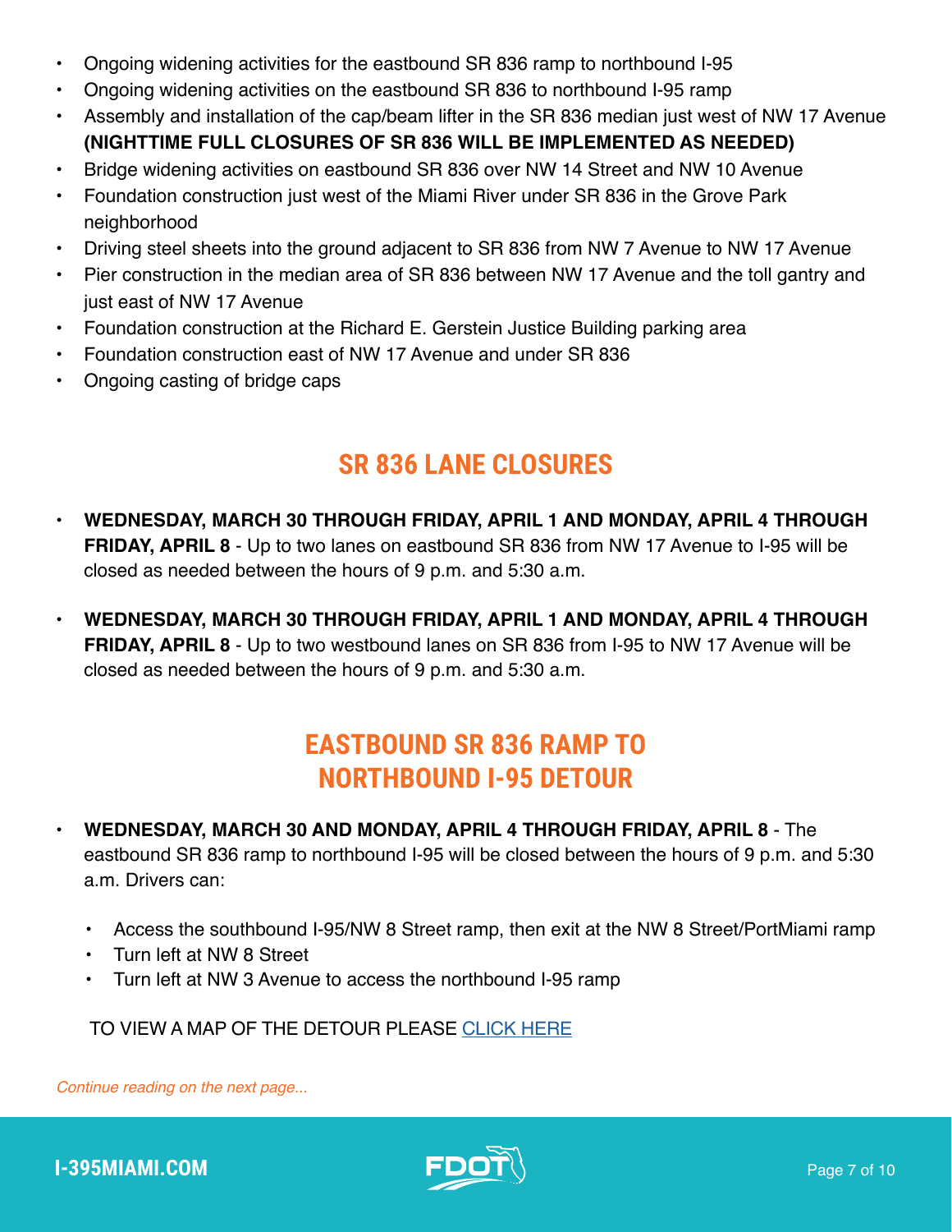- Ongoing widening activities for the eastbound SR 836 ramp to northbound I-95
- Ongoing widening activities on the eastbound SR 836 to northbound I-95 ramp
- Assembly and installation of the cap/beam lifter in the SR 836 median just west of NW 17 Avenue **(NIGHTTIME FULL CLOSURES OF SR 836 WILL BE IMPLEMENTED AS NEEDED)**
- Bridge widening activities on eastbound SR 836 over NW 14 Street and NW 10 Avenue
- Foundation construction just west of the Miami River under SR 836 in the Grove Park neighborhood
- Driving steel sheets into the ground adjacent to SR 836 from NW 7 Avenue to NW 17 Avenue
- Pier construction in the median area of SR 836 between NW 17 Avenue and the toll gantry and just east of NW 17 Avenue
- Foundation construction at the Richard E. Gerstein Justice Building parking area
- Foundation construction east of NW 17 Avenue and under SR 836
- Ongoing casting of bridge caps

## SR 836 LANE CLOSURES

- **WEDNESDAY, MARCH 30 THROUGH FRIDAY, APRIL 1 AND MONDAY, APRIL 4 THROUGH FRIDAY, APRIL 8** - Up to two lanes on eastbound SR 836 from NW 17 Avenue to I-95 will be closed as needed between the hours of 9 p.m. and 5:30 a.m.

- **WEDNESDAY, MARCH 30 THROUGH FRIDAY, APRIL 1 AND MONDAY, APRIL 4 THROUGH FRIDAY, APRIL 8** - Up to two westbound lanes on SR 836 from I-95 to NW 17 Avenue will be closed as needed between the hours of 9 p.m. and 5:30 a.m.

## EASTBOUND SR 836 RAMP TO NORTHBOUND I-95 DETOUR

- **WEDNESDAY, MARCH 30 AND MONDAY, APRIL 4 THROUGH FRIDAY, APRIL 8** - The eastbound SR 836 ramp to northbound I-95 will be closed between the hours of 9 p.m. and 5:30 a.m. Drivers can:

  - Access the southbound I-95/NW 8 Street ramp, then exit at the NW 8 Street/PortMiami ramp
  - Turn left at NW 8 Street
  - Turn left at NW 3 Avenue to access the northbound I-95 ramp

TO VIEW A MAP OF THE DETOUR PLEASE CLICK HERE

*Continue reading on the next page...*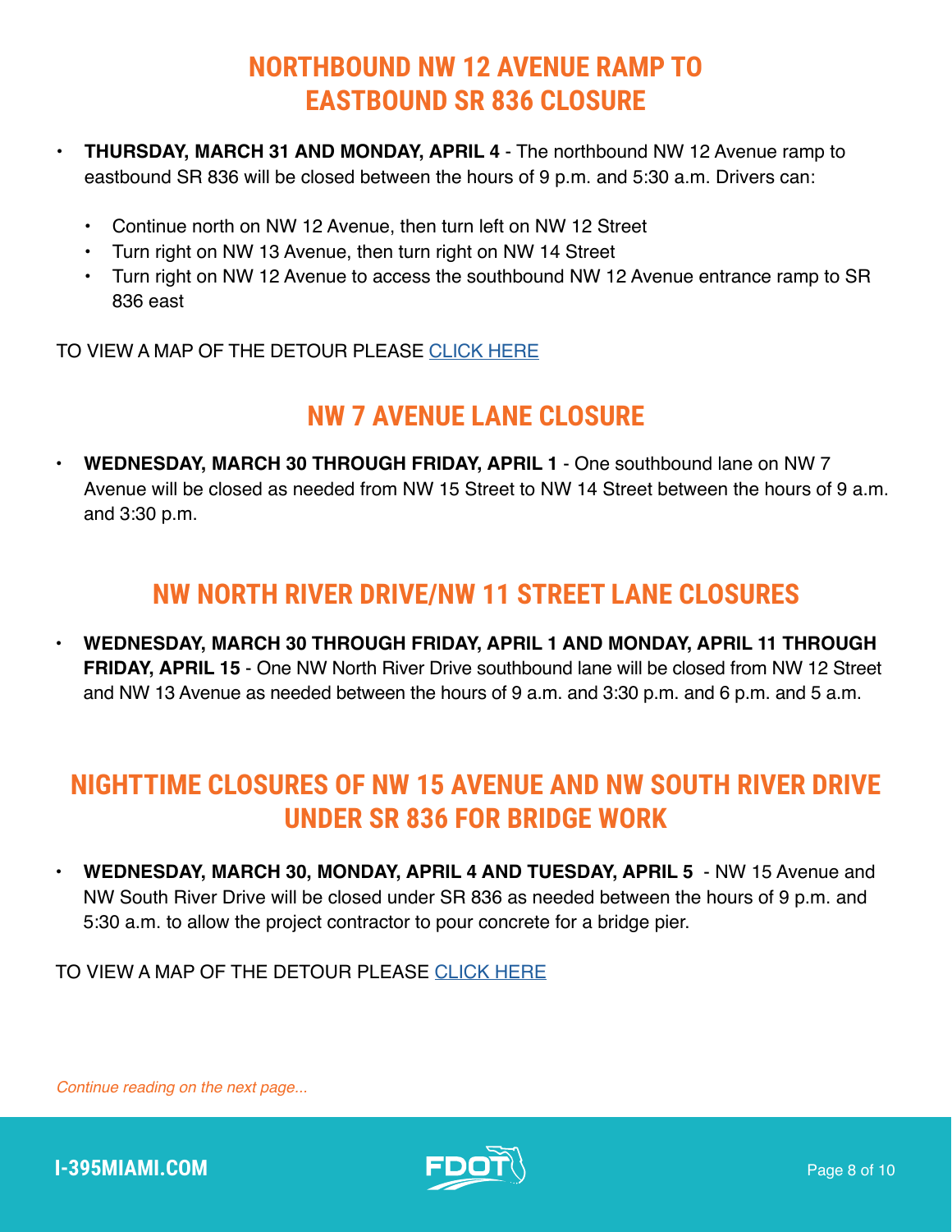## NORTHBOUND NW 12 AVENUE RAMP TO EASTBOUND SR 836 CLOSURE

- **THURSDAY, MARCH 31 AND MONDAY, APRIL 4** - The northbound NW 12 Avenue ramp to eastbound SR 836 will be closed between the hours of 9 p.m. and 5:30 a.m. Drivers can:
  - Continue north on NW 12 Avenue, then turn left on NW 12 Street
  - Turn right on NW 13 Avenue, then turn right on NW 14 Street
  - Turn right on NW 12 Avenue to access the southbound NW 12 Avenue entrance ramp to SR 836 east

TO VIEW A MAP OF THE DETOUR PLEASE CLICK HERE

## NW 7 AVENUE LANE CLOSURE

- **WEDNESDAY, MARCH 30 THROUGH FRIDAY, APRIL 1** - One southbound lane on NW 7 Avenue will be closed as needed from NW 15 Street to NW 14 Street between the hours of 9 a.m. and 3:30 p.m.

## NW NORTH RIVER DRIVE/NW 11 STREET LANE CLOSURES

- **WEDNESDAY, MARCH 30 THROUGH FRIDAY, APRIL 1 AND MONDAY, APRIL 11 THROUGH FRIDAY, APRIL 15** - One NW North River Drive southbound lane will be closed from NW 12 Street and NW 13 Avenue as needed between the hours of 9 a.m. and 3:30 p.m. and 6 p.m. and 5 a.m.

## NIGHTTIME CLOSURES OF NW 15 AVENUE AND NW SOUTH RIVER DRIVE UNDER SR 836 FOR BRIDGE WORK

- **WEDNESDAY, MARCH 30, MONDAY, APRIL 4 AND TUESDAY, APRIL 5** - NW 15 Avenue and NW South River Drive will be closed under SR 836 as needed between the hours of 9 p.m. and 5:30 a.m. to allow the project contractor to pour concrete for a bridge pier.

TO VIEW A MAP OF THE DETOUR PLEASE CLICK HERE

*Continue reading on the next page...*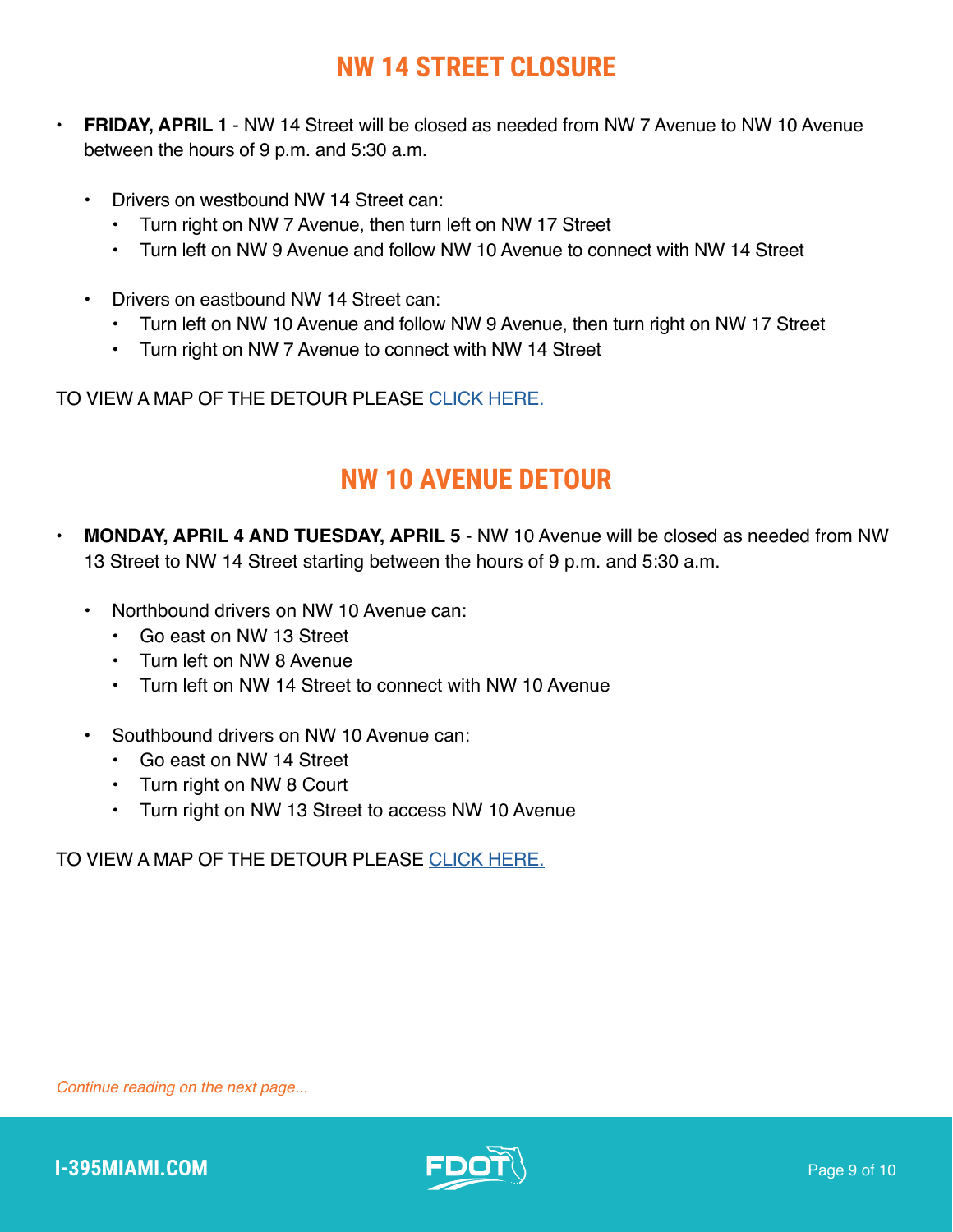## NW 14 STREET CLOSURE

- **FRIDAY, APRIL 1** - NW 14 Street will be closed as needed from NW 7 Avenue to NW 10 Avenue between the hours of 9 p.m. and 5:30 a.m.
  - Drivers on westbound NW 14 Street can:
    - Turn right on NW 7 Avenue, then turn left on NW 17 Street
    - Turn left on NW 9 Avenue and follow NW 10 Avenue to connect with NW 14 Street
  - Drivers on eastbound NW 14 Street can:
    - Turn left on NW 10 Avenue and follow NW 9 Avenue, then turn right on NW 17 Street
    - Turn right on NW 7 Avenue to connect with NW 14 Street

TO VIEW A MAP OF THE DETOUR PLEASE CLICK HERE.

## NW 10 AVENUE DETOUR

- **MONDAY, APRIL 4 AND TUESDAY, APRIL 5** - NW 10 Avenue will be closed as needed from NW 13 Street to NW 14 Street starting between the hours of 9 p.m. and 5:30 a.m.
  - Northbound drivers on NW 10 Avenue can:
    - Go east on NW 13 Street
    - Turn left on NW 8 Avenue
    - Turn left on NW 14 Street to connect with NW 10 Avenue
  - Southbound drivers on NW 10 Avenue can:
    - Go east on NW 14 Street
    - Turn right on NW 8 Court
    - Turn right on NW 13 Street to access NW 10 Avenue

TO VIEW A MAP OF THE DETOUR PLEASE CLICK HERE.

*Continue reading on the next page...*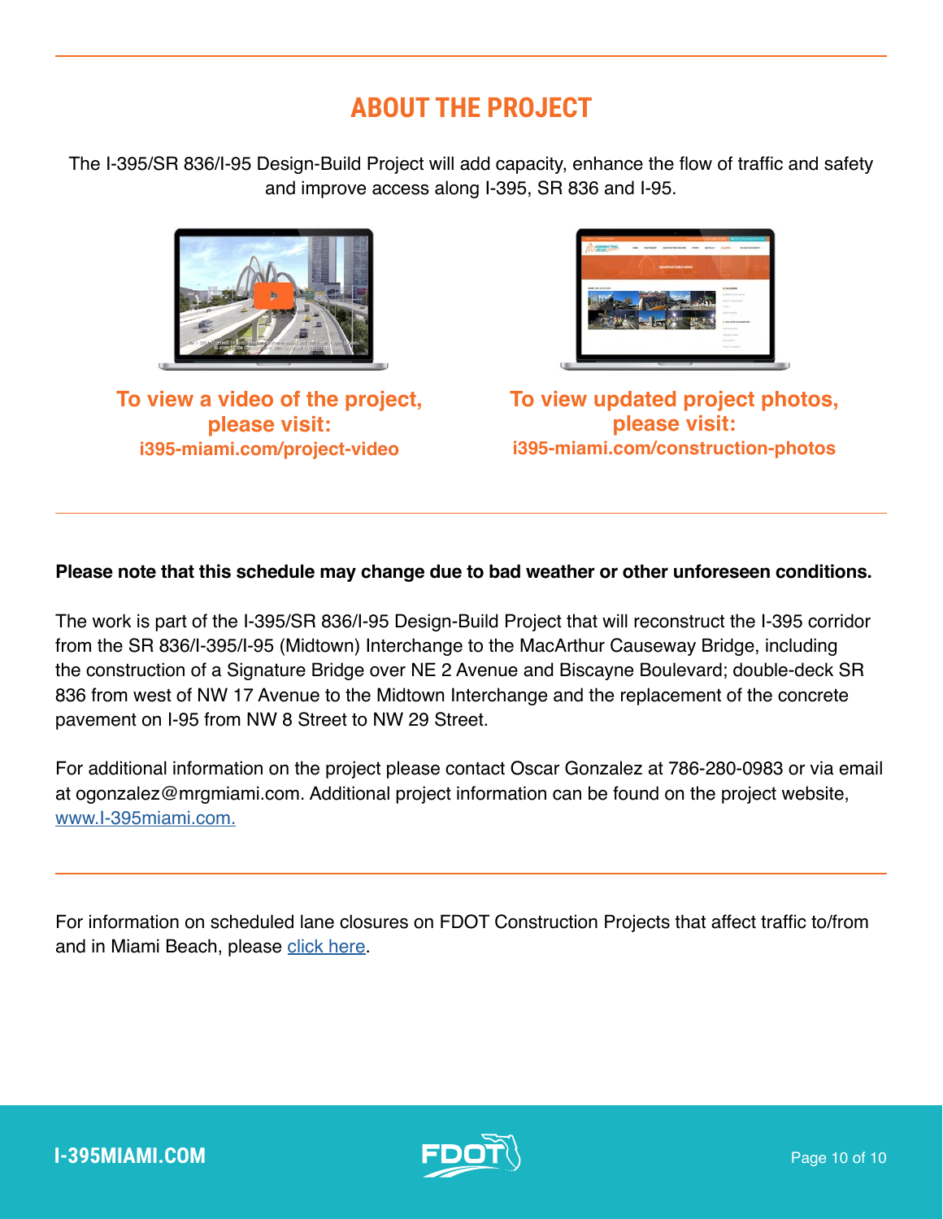## ABOUT THE PROJECT

The I-395/SR 836/I-95 Design-Build Project will add capacity, enhance the flow of traffic and safety and improve access along I-395, SR 836 and I-95.

**To view a video of the project, please visit:**
**i395-miami.com/project-video**

**To view updated project photos, please visit:**
**i395-miami.com/construction-photos**

---

**Please note that this schedule may change due to bad weather or other unforeseen conditions.**

The work is part of the I-395/SR 836/I-95 Design-Build Project that will reconstruct the I-395 corridor from the SR 836/I-395/I-95 (Midtown) Interchange to the MacArthur Causeway Bridge, including the construction of a Signature Bridge over NE 2 Avenue and Biscayne Boulevard; double-deck SR 836 from west of NW 17 Avenue to the Midtown Interchange and the replacement of the concrete pavement on I-95 from NW 8 Street to NW 29 Street.

For additional information on the project please contact Oscar Gonzalez at 786-280-0983 or via email at ogonzalez@mrgmiami.com. Additional project information can be found on the project website, www.I-395miami.com.

---

For information on scheduled lane closures on FDOT Construction Projects that affect traffic to/from and in Miami Beach, please click here.